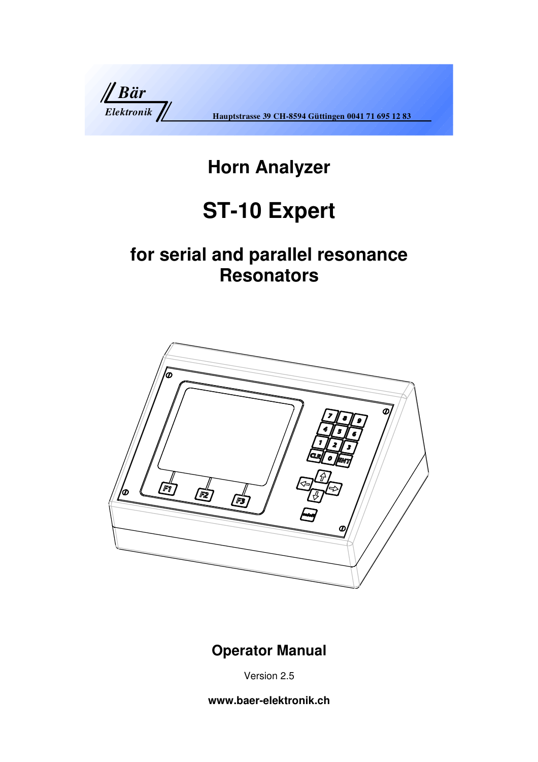Bär Elektronik

Hauptstrasse 39 CH-8594 Güttingen 0041 71 695 12 83

# Horn Analyzer

# ST-10 Expert

## for serial and parallel resonance Resonators

## Operator Manual

Version 2.5

**www.baer-elektronik.ch**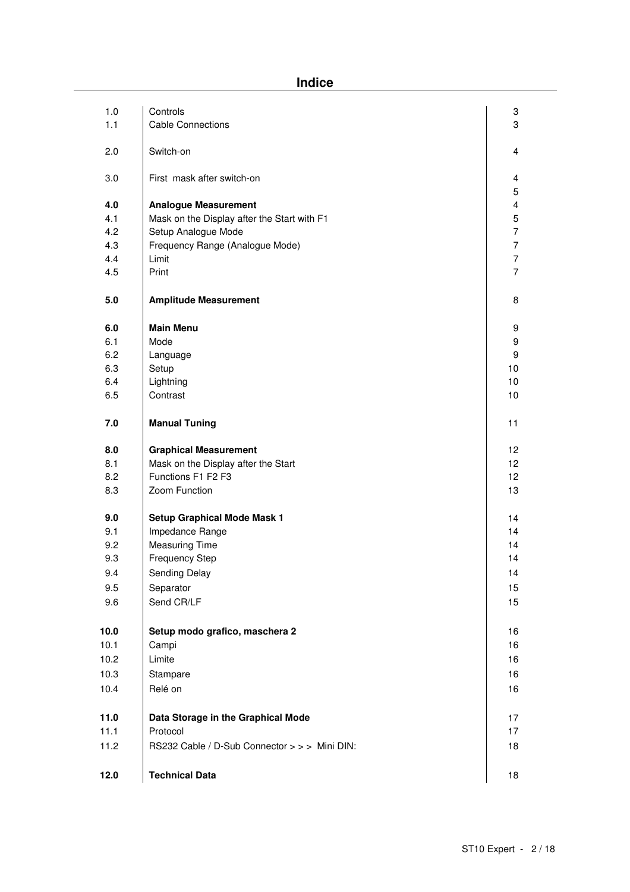# Indice

| | | |
|---|---|---|
| 1.0 | Controls | 3 |
| 1.1 | Cable Connections | 3 |
| 2.0 | Switch-on | 4 |
| 3.0 | First mask after switch-on | 4 |
| | | 5 |
| **4.0** | **Analogue Measurement** | 4 |
| 4.1 | Mask on the Display after the Start with F1 | 5 |
| 4.2 | Setup Analogue Mode | 7 |
| 4.3 | Frequency Range (Analogue Mode) | 7 |
| 4.4 | Limit | 7 |
| 4.5 | Print | 7 |
| **5.0** | **Amplitude Measurement** | 8 |
| **6.0** | **Main Menu** | 9 |
| 6.1 | Mode | 9 |
| 6.2 | Language | 9 |
| 6.3 | Setup | 10 |
| 6.4 | Lightning | 10 |
| 6.5 | Contrast | 10 |
| **7.0** | **Manual Tuning** | 11 |
| **8.0** | **Graphical Measurement** | 12 |
| 8.1 | Mask on the Display after the Start | 12 |
| 8.2 | Functions F1 F2 F3 | 12 |
| 8.3 | Zoom Function | 13 |
| **9.0** | **Setup Graphical Mode Mask 1** | 14 |
| 9.1 | Impedance Range | 14 |
| 9.2 | Measuring Time | 14 |
| 9.3 | Frequency Step | 14 |
| 9.4 | Sending Delay | 14 |
| 9.5 | Separator | 15 |
| 9.6 | Send CR/LF | 15 |
| **10.0** | **Setup modo grafico, maschera 2** | 16 |
| 10.1 | Campi | 16 |
| 10.2 | Limite | 16 |
| 10.3 | Stampare | 16 |
| 10.4 | Relé on | 16 |
| **11.0** | **Data Storage in the Graphical Mode** | 17 |
| 11.1 | Protocol | 17 |
| 11.2 | RS232 Cable / D-Sub Connector > > > Mini DIN: | 18 |
| **12.0** | **Technical Data** | 18 |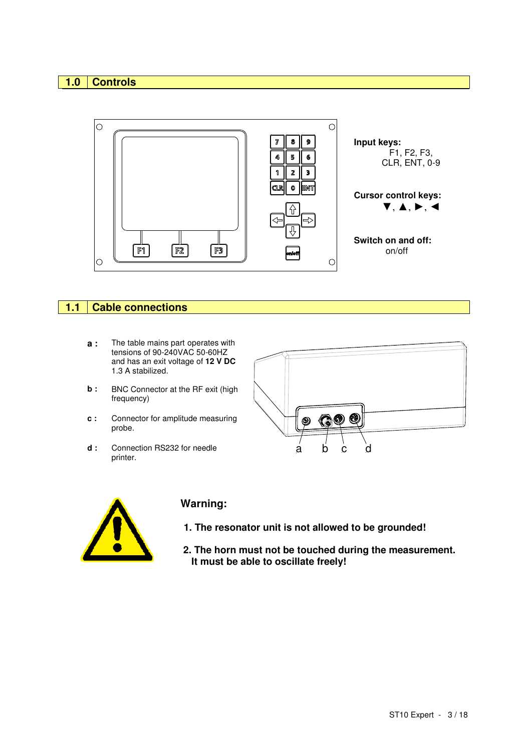## 1.0 Controls

**Input keys:**
F1, F2, F3,
CLR, ENT, 0-9

**Cursor control keys:**
▼, ▲, ►, ◄

**Switch on and off:**
on/off

## 1.1 Cable connections

**a :** The table mains part operates with tensions of 90-240VAC 50-60HZ and has an exit voltage of **12 V DC** 1.3 A stabilized.

**b :** BNC Connector at the RF exit (high frequency)

**c :** Connector for amplitude measuring probe.

**d :** Connection RS232 for needle printer.

### Warning:

1. **The resonator unit is not allowed to be grounded!**

2. **The horn must not be touched during the measurement. It must be able to oscillate freely!**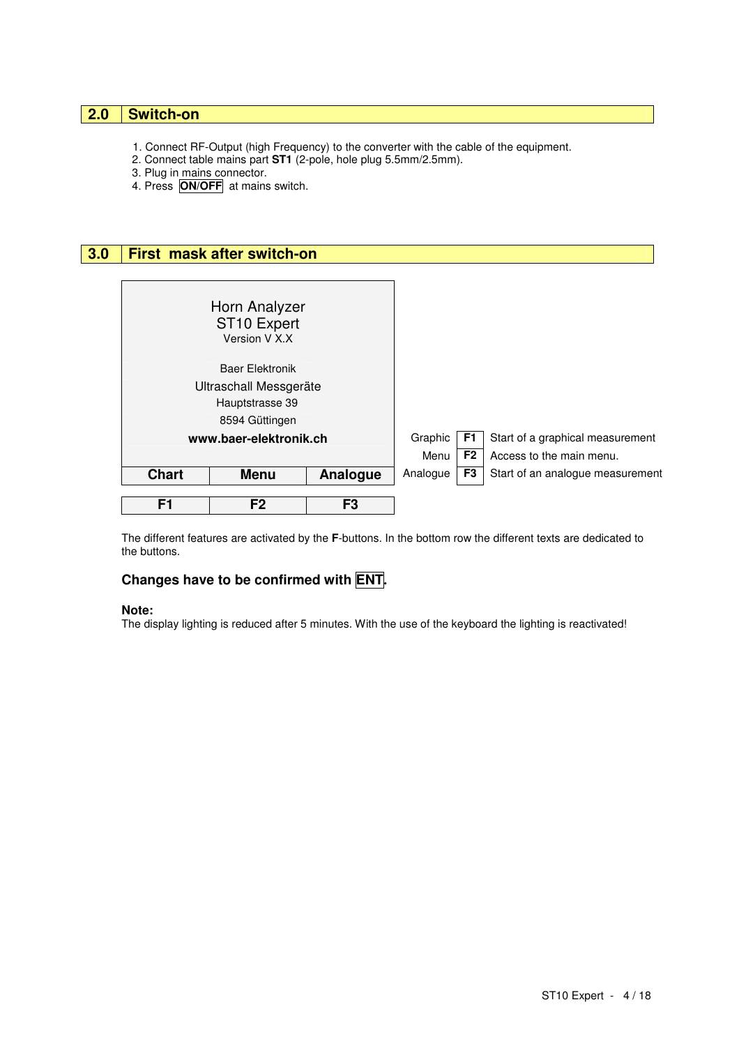## 2.0 Switch-on

1. Connect RF-Output (high Frequency) to the converter with the cable of the equipment.
2. Connect table mains part **ST1** (2-pole, hole plug 5.5mm/2.5mm).
3. Plug in mains connector.
4. Press **ON/OFF** at mains switch.

## 3.0 First mask after switch-on

| Horn Analyzer<br>ST10 Expert<br>Version V X.X<br><br>Baer Elektronik<br>Ultraschall Messgeräte<br>Hauptstrasse 39<br>8594 Güttingen<br>**www.baer-elektronik.ch** | | |
|---|---|---|
| **Chart** | **Menu** | **Analogue** |
| **F1** | **F2** | **F3** |

| | | |
|---|---|---|
| Graphic | **F1** | Start of a graphical measurement |
| Menu | **F2** | Access to the main menu. |
| Analogue | **F3** | Start of an analogue measurement |

The different features are activated by the **F**-buttons. In the bottom row the different texts are dedicated to the buttons.

**Changes have to be confirmed with ENT.**

**Note:**
The display lighting is reduced after 5 minutes. With the use of the keyboard the lighting is reactivated!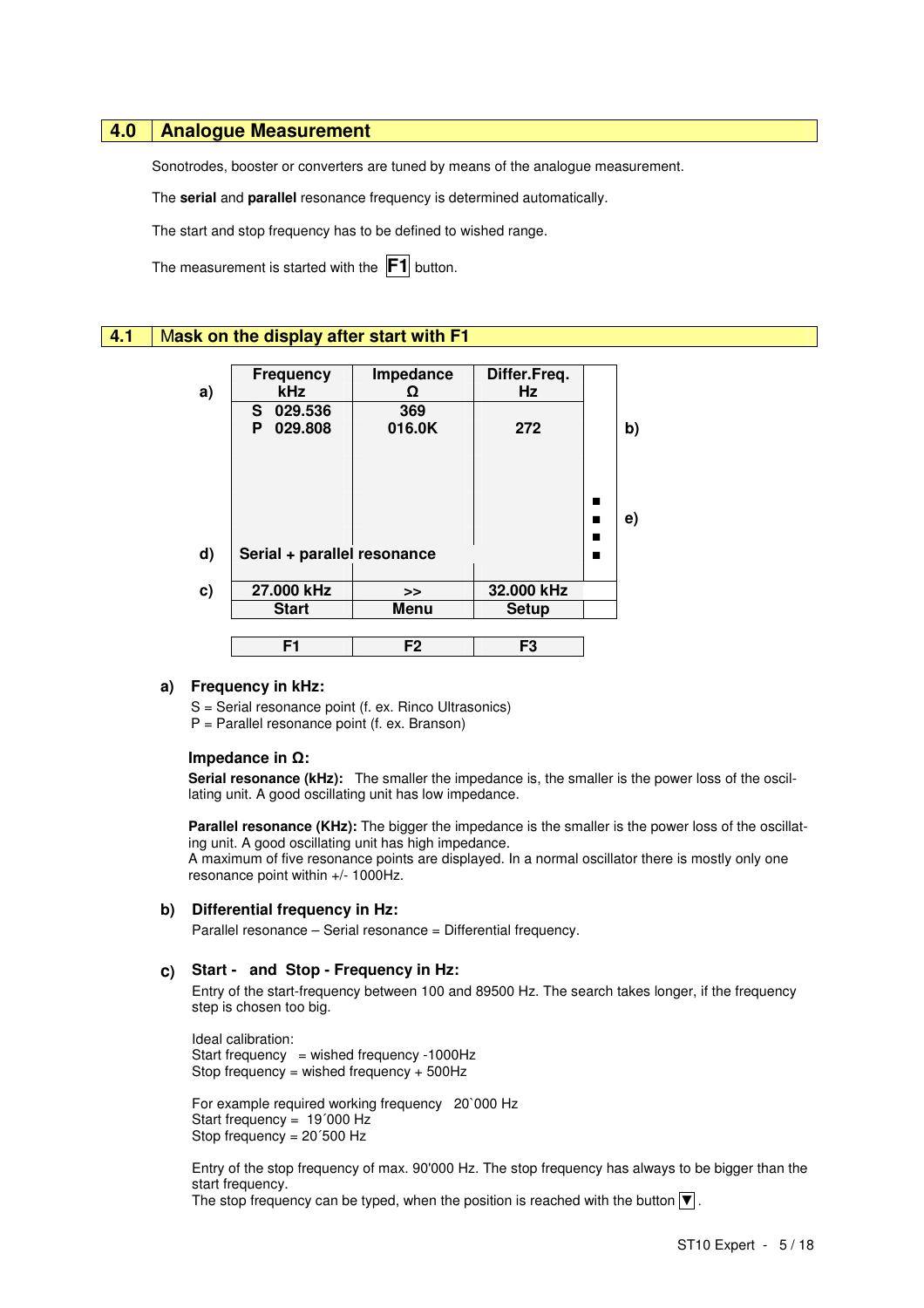## 4.0 Analogue Measurement

Sonotrodes, booster or converters are tuned by means of the analogue measurement.

The **serial** and **parallel** resonance frequency is determined automatically.

The start and stop frequency has to be defined to wished range.

The measurement is started with the **F1** button.

## 4.1 Mask on the display after start with F1

| | Frequency kHz | Impedance Ω | Differ.Freq. Hz | | |
|---|---|---|---|---|---|
| a) | S 029.536<br>P 029.808 | 369<br>016.0K | 272 | | b) |
| | | | | ■<br>■<br>■<br>■ | e) |
| d) | Serial + parallel resonance | | | | |
| c) | 27.000 kHz<br>Start | >><br>Menu | 32.000 kHz<br>Setup | | |
| | F1 | F2 | F3 | | |

**a) Frequency in kHz:**

S = Serial resonance point (f. ex. Rinco Ultrasonics)
P = Parallel resonance point (f. ex. Branson)

**Impedance in Ω:**

**Serial resonance (kHz):** The smaller the impedance is, the smaller is the power loss of the oscillating unit. A good oscillating unit has low impedance.

**Parallel resonance (KHz):** The bigger the impedance is the smaller is the power loss of the oscillating unit. A good oscillating unit has high impedance.
A maximum of five resonance points are displayed. In a normal oscillator there is mostly only one resonance point within +/- 1000Hz.

**b) Differential frequency in Hz:**

Parallel resonance – Serial resonance = Differential frequency.

**c) Start - and Stop - Frequency in Hz:**

Entry of the start-frequency between 100 and 89500 Hz. The search takes longer, if the frequency step is chosen too big.

Ideal calibration:
Start frequency = wished frequency -1000Hz
Stop frequency = wished frequency + 500Hz

For example required working frequency 20`000 Hz
Start frequency = 19´000 Hz
Stop frequency = 20´500 Hz

Entry of the stop frequency of max. 90'000 Hz. The stop frequency has always to be bigger than the start frequency.
The stop frequency can be typed, when the position is reached with the button ▼.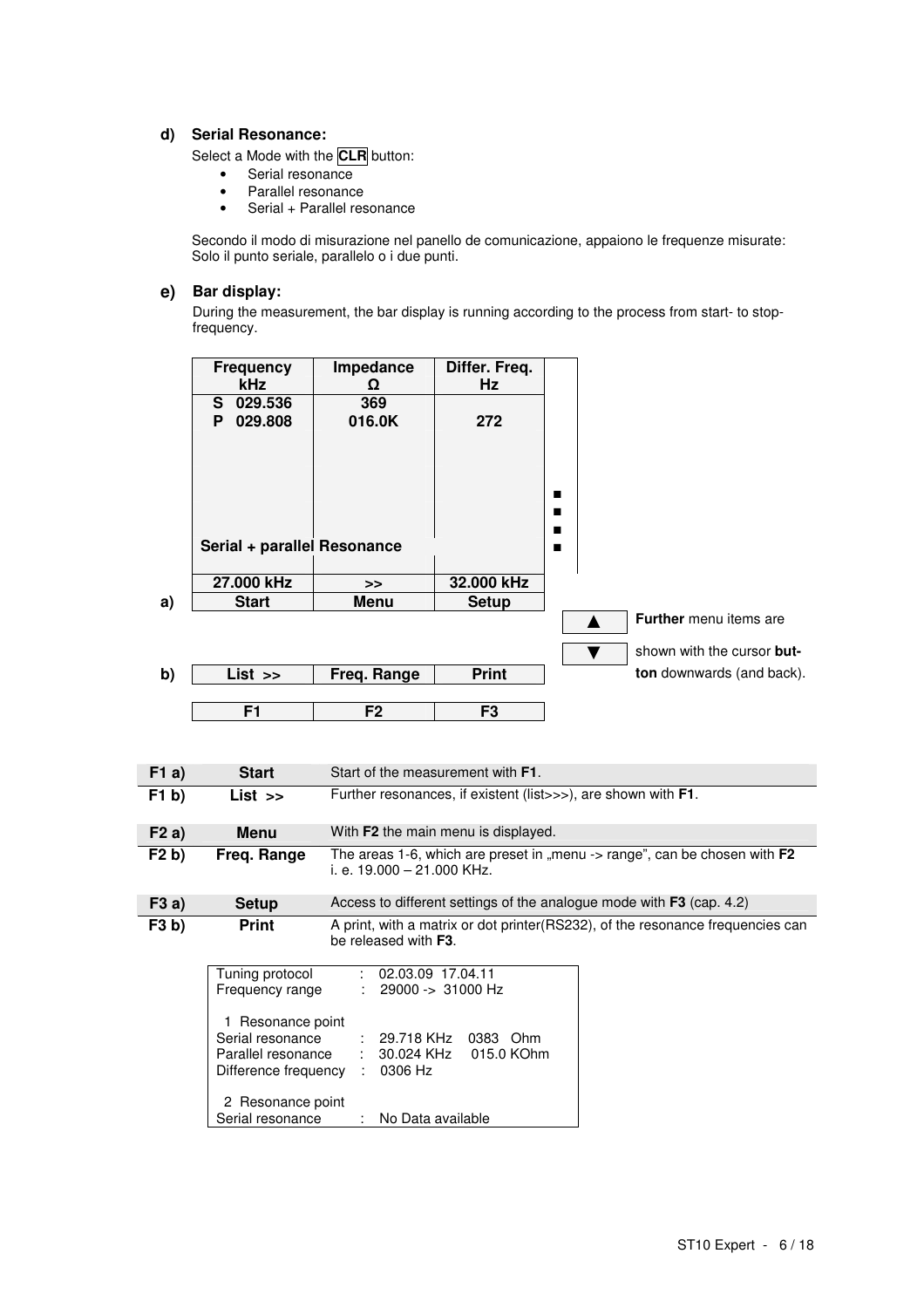**d) Serial Resonance:**

Select a Mode with the **CLR** button:

- Serial resonance
- Parallel resonance
- Serial + Parallel resonance

Secondo il modo di misurazione nel panello de comunicazione, appaiono le frequenze misurate: Solo il punto seriale, parallelo o i due punti.

**e) Bar display:**

During the measurement, the bar display is running according to the process from start- to stop-frequency.

| | Frequency kHz | Impedance Ω | Differ. Freq. Hz |
|---|---|---|---|
| | S 029.536<br>P 029.808 | 369<br>016.0K | <br>272 |
| | Serial + parallel Resonance | | |
| | 27.000 kHz | >> | 32.000 kHz |
| a) | Start | Menu | Setup |
| b) | List >> | Freq. Range | Print |
| | F1 | F2 | F3 |

▲ ▼ **Further** menu items are shown with the cursor **button** downwards (and back).

| | | |
|---|---|---|
| **F1 a)** | **Start** | Start of the measurement with **F1**. |
| **F1 b)** | **List >>** | Further resonances, if existent (list>>>), are shown with **F1**. |
| **F2 a)** | **Menu** | With **F2** the main menu is displayed. |
| **F2 b)** | **Freq. Range** | The areas 1-6, which are preset in „menu -> range", can be chosen with **F2** i. e. 19.000 – 21.000 KHz. |
| **F3 a)** | **Setup** | Access to different settings of the analogue mode with **F3** (cap. 4.2) |
| **F3 b)** | **Print** | A print, with a matrix or dot printer(RS232), of the resonance frequencies can be released with **F3**. |

```
Tuning protocol       :  02.03.09  17.04.11
Frequency range       :  29000 ->  31000 Hz

  1  Resonance point
Serial resonance      :  29.718 KHz    0383   Ohm
Parallel resonance    :  30.024 KHz    015.0 KOhm
Difference frequency  :  0306 Hz

  2  Resonance point
Serial resonance      :  No Data available
```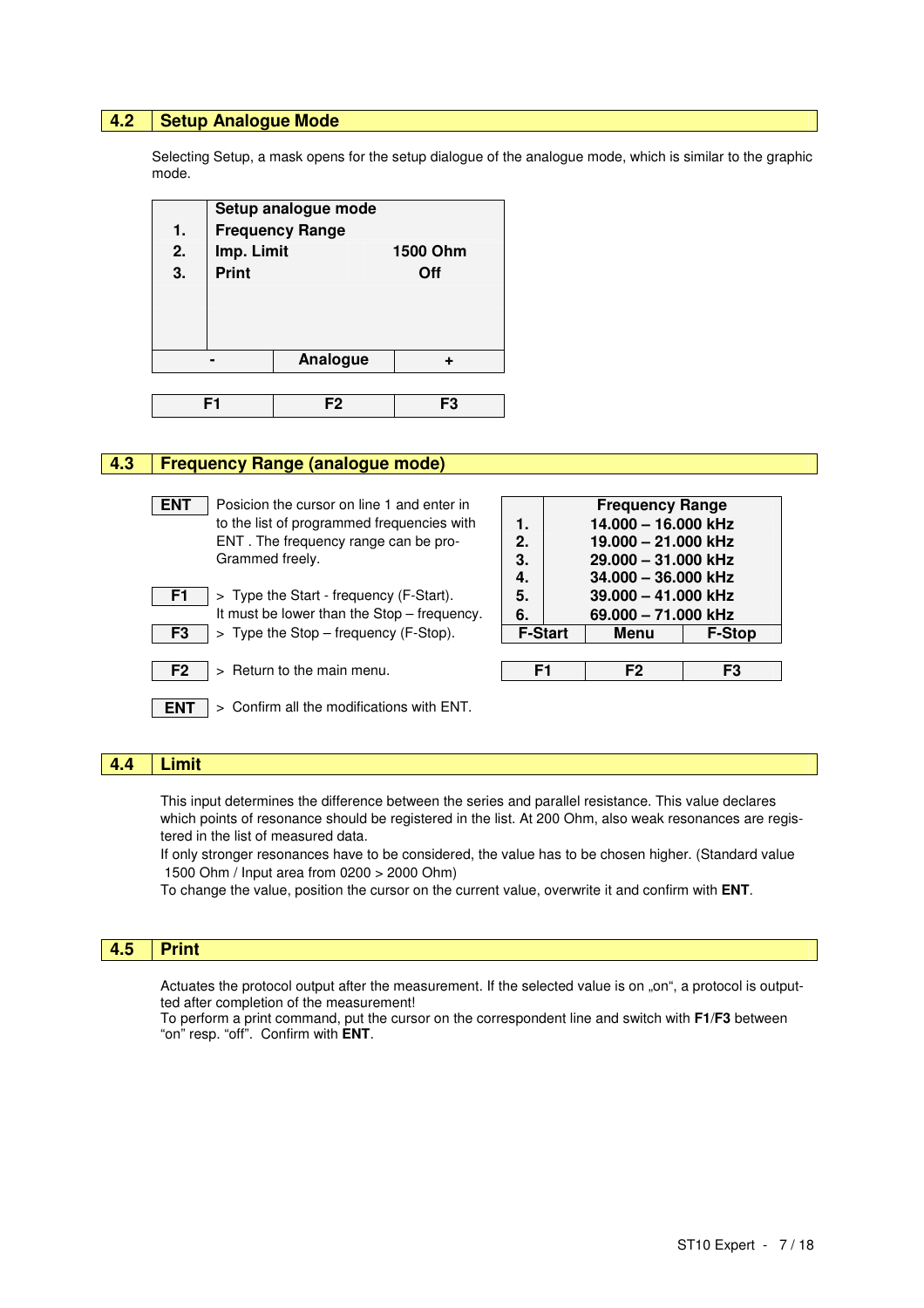## 4.2 Setup Analogue Mode

Selecting Setup, a mask opens for the setup dialogue of the analogue mode, which is similar to the graphic mode.

| | Setup analogue mode | |
|---|---|---|
| 1. | Frequency Range | |
| 2. | Imp. Limit | 1500 Ohm |
| 3. | Print | Off |
| - | Analogue | + |
| F1 | F2 | F3 |

## 4.3 Frequency Range (analogue mode)

**ENT** Posicion the cursor on line 1 and enter in to the list of programmed frequencies with ENT . The frequency range can be pro-Grammed freely.

**F1** > Type the Start - frequency (F-Start). It must be lower than the Stop – frequency.

**F3** > Type the Stop – frequency (F-Stop).

**F2** > Return to the main menu.

**ENT** > Confirm all the modifications with ENT.

| | Frequency Range | |
|---|---|---|
| 1. | 14.000 – 16.000 kHz | |
| 2. | 19.000 – 21.000 kHz | |
| 3. | 29.000 – 31.000 kHz | |
| 4. | 34.000 – 36.000 kHz | |
| 5. | 39.000 – 41.000 kHz | |
| 6. | 69.000 – 71.000 kHz | |
| F-Start | Menu | F-Stop |
| F1 | F2 | F3 |

## 4.4 Limit

This input determines the difference between the series and parallel resistance. This value declares which points of resonance should be registered in the list. At 200 Ohm, also weak resonances are registered in the list of measured data.
If only stronger resonances have to be considered, the value has to be chosen higher. (Standard value 1500 Ohm / Input area from 0200 > 2000 Ohm)
To change the value, position the cursor on the current value, overwrite it and confirm with **ENT**.

## 4.5 Print

Actuates the protocol output after the measurement. If the selected value is on „on“, a protocol is outputted after completion of the measurement!
To perform a print command, put the cursor on the correspondent line and switch with **F1**/**F3** between “on” resp. “off”. Confirm with **ENT**.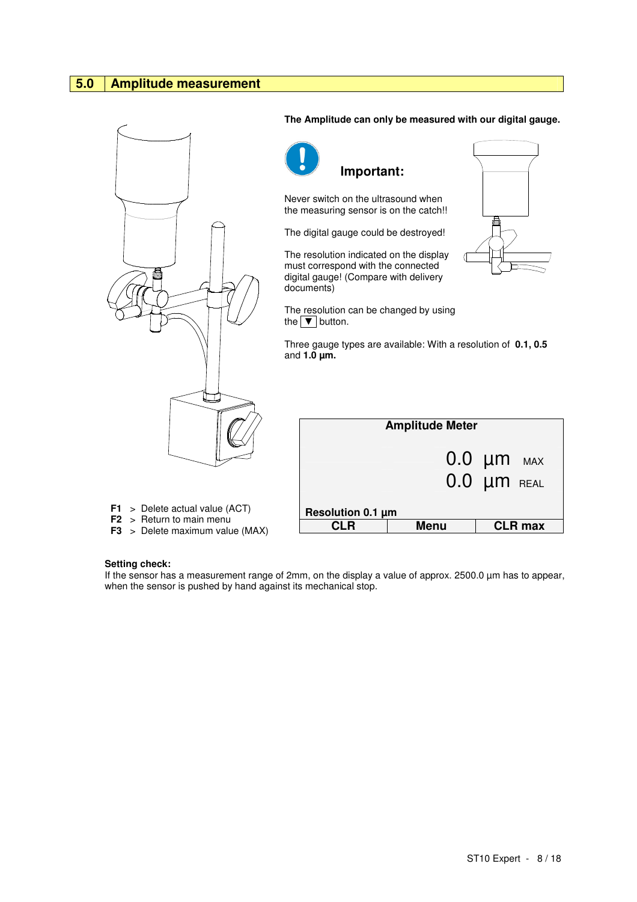## 5.0 Amplitude measurement

**The Amplitude can only be measured with our digital gauge.**

**Important:**

Never switch on the ultrasound when the measuring sensor is on the catch!!

The digital gauge could be destroyed!

The resolution indicated on the display must correspond with the connected digital gauge! (Compare with delivery documents)

The resolution can be changed by using the ▼ button.

Three gauge types are available: With a resolution of **0.1, 0.5** and **1.0 µm.**

| **Amplitude Meter** | | |
|---|---|---|
| | 0.0 µm MAX | |
| | 0.0 µm REAL | |
| **Resolution 0.1 µm** | | |
| **CLR** | **Menu** | **CLR max** |

**F1** > Delete actual value (ACT)
**F2** > Return to main menu
**F3** > Delete maximum value (MAX)

**Setting check:**
If the sensor has a measurement range of 2mm, on the display a value of approx. 2500.0 µm has to appear, when the sensor is pushed by hand against its mechanical stop.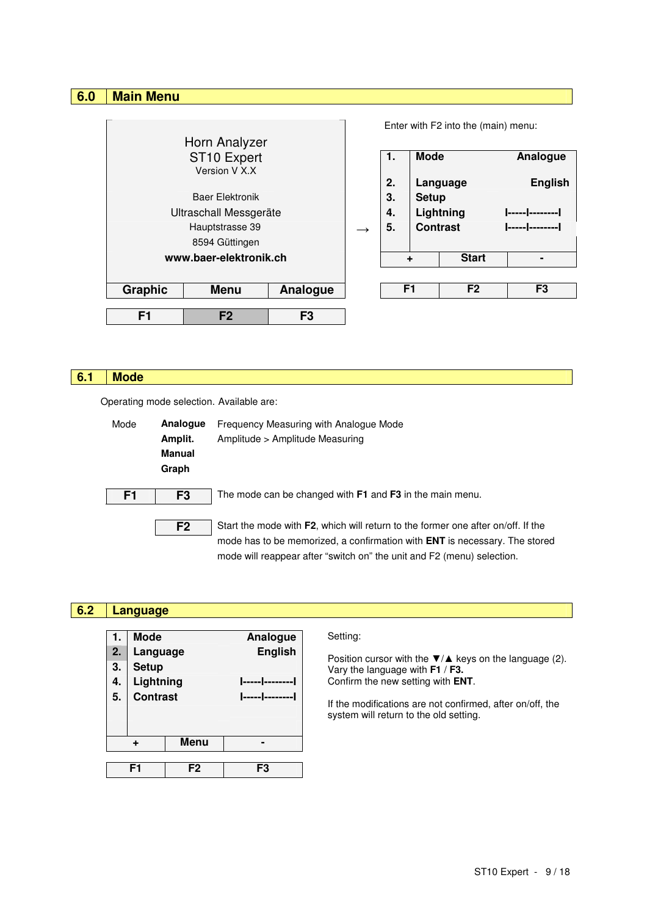## 6.0 Main Menu

| Horn Analyzer<br>ST10 Expert<br>Version V X.X<br><br>Baer Elektronik<br>Ultraschall Messgeräte<br>Hauptstrasse 39<br>8594 Güttingen<br>**www.baer-elektronik.ch** | | |
|---|---|---|
| **Graphic** | **Menu** | **Analogue** |

| F1 | F2 | F3 |
|---|---|---|

→

Enter with F2 into the (main) menu:

| | | |
|---|---|---|
| **1.** | **Mode** | **Analogue** |
| **2.** | **Language** | **English** |
| **3.** | **Setup** | |
| **4.** | **Lightning** | I-----I--------I |
| **5.** | **Contrast** | I-----I--------I |
| **+** | **Start** | **-** |

| F1 | F2 | F3 |
|---|---|---|

## 6.1 Mode

Operating mode selection. Available are:

| Mode | **Analogue** | Frequency Measuring with Analogue Mode |
|---|---|---|
| | **Amplit.** | Amplitude > Amplitude Measuring |
| | **Manual** | |
| | **Graph** | |

**F1** **F3** The mode can be changed with **F1** and **F3** in the main menu.

**F2** Start the mode with **F2**, which will return to the former one after on/off. If the mode has to be memorized, a confirmation with **ENT** is necessary. The stored mode will reappear after "switch on" the unit and F2 (menu) selection.

## 6.2 Language

| | | |
|---|---|---|
| **1.** | **Mode** | **Analogue** |
| **2.** | **Language** | **English** |
| **3.** | **Setup** | |
| **4.** | **Lightning** | I-----I--------I |
| **5.** | **Contrast** | I-----I--------I |
| **+** | **Menu** | **-** |

| F1 | F2 | F3 |
|---|---|---|

Setting:

Position cursor with the ▼/▲ keys on the language (2).
Vary the language with **F1** / **F3.**
Confirm the new setting with **ENT**.

If the modifications are not confirmed, after on/off, the system will return to the old setting.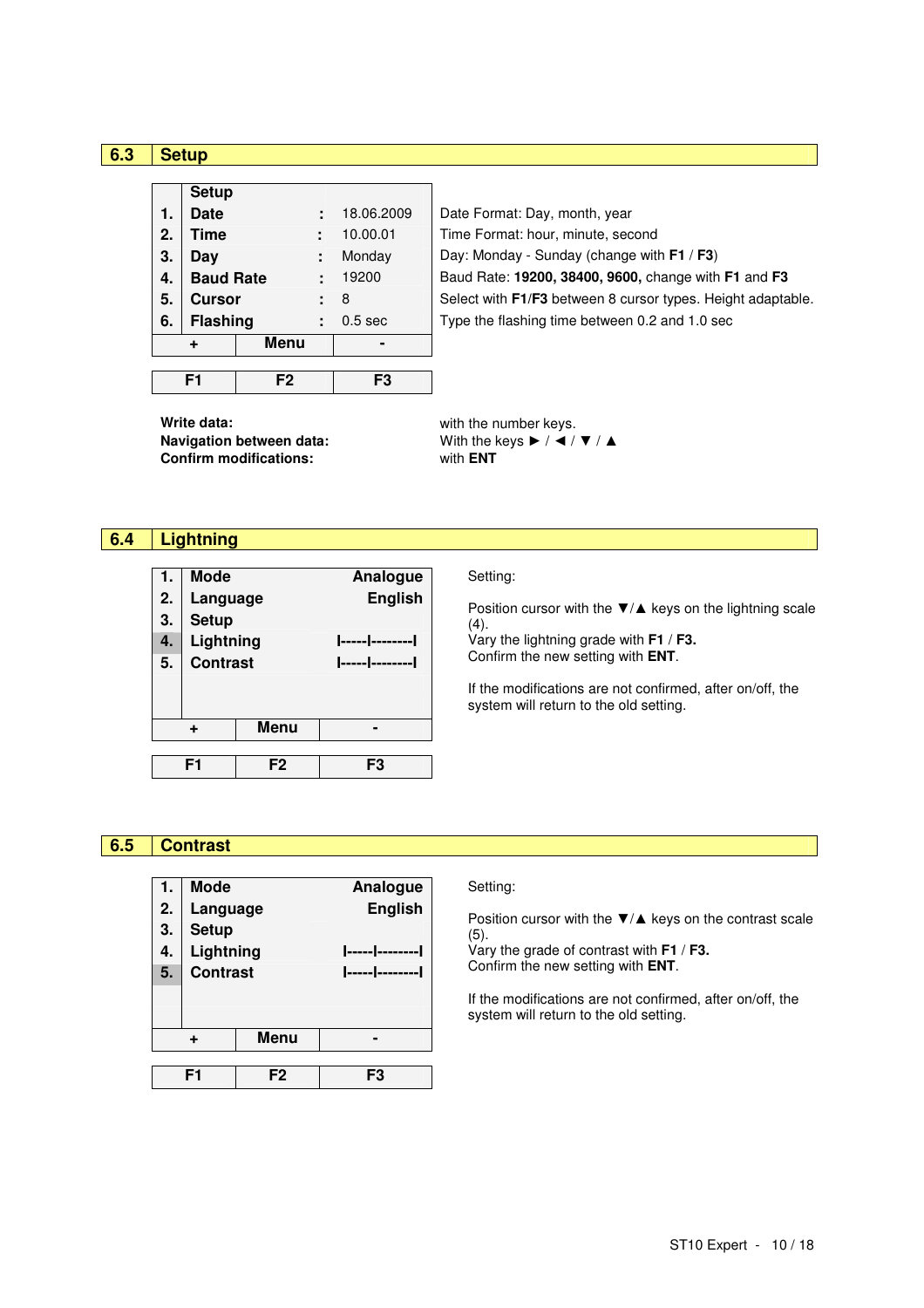## 6.3 Setup

| | Setup | | | |
|---|---|---|---|---|
| 1. | Date | : | 18.06.2009 | Date Format: Day, month, year |
| 2. | Time | : | 10.00.01 | Time Format: hour, minute, second |
| 3. | Day | : | Monday | Day: Monday - Sunday (change with **F1** / **F3**) |
| 4. | Baud Rate | : | 19200 | Baud Rate: **19200, 38400, 9600,** change with **F1** and **F3** |
| 5. | Cursor | : | 8 | Select with **F1**/**F3** between 8 cursor types. Height adaptable. |
| 6. | Flashing | : | 0.5 sec | Type the flashing time between 0.2 and 1.0 sec |

| + | Menu | - |
|---|---|---|
| F1 | F2 | F3 |

**Write data:** with the number keys.
**Navigation between data:** With the keys ► / ◄ / ▼ / ▲
**Confirm modifications:** with **ENT**

## 6.4 Lightning

| | | |
|---|---|---|
| 1. | Mode | Analogue |
| 2. | Language | English |
| 3. | Setup | |
| 4. | Lightning | I-----I--------I |
| 5. | Contrast | I-----I--------I |

| + | Menu | - |
|---|---|---|
| F1 | F2 | F3 |

Setting:

Position cursor with the ▼/▲ keys on the lightning scale (4).
Vary the lightning grade with **F1** / **F3.**
Confirm the new setting with **ENT**.

If the modifications are not confirmed, after on/off, the system will return to the old setting.

## 6.5 Contrast

| | | |
|---|---|---|
| 1. | Mode | Analogue |
| 2. | Language | English |
| 3. | Setup | |
| 4. | Lightning | I-----I--------I |
| 5. | Contrast | I-----I--------I |

| + | Menu | - |
|---|---|---|
| F1 | F2 | F3 |

Setting:

Position cursor with the ▼/▲ keys on the contrast scale (5).
Vary the grade of contrast with **F1** / **F3.**
Confirm the new setting with **ENT**.

If the modifications are not confirmed, after on/off, the system will return to the old setting.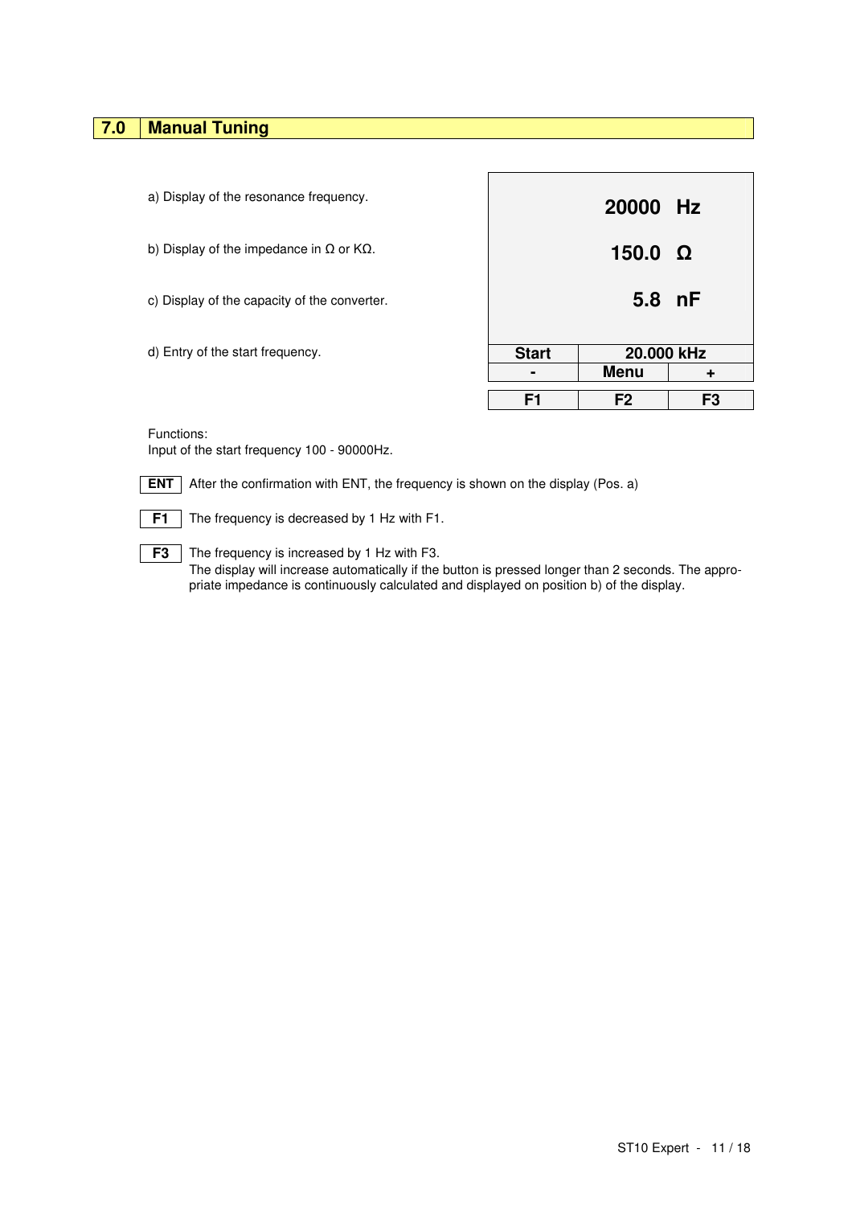## 7.0 Manual Tuning

a) Display of the resonance frequency.

b) Display of the impedance in Ω or KΩ.

c) Display of the capacity of the converter.

d) Entry of the start frequency.

| | | |
|---|---|---|
| | 20000 Hz | |
| | 150.0 Ω | |
| | 5.8 nF | |
| Start | 20.000 kHz | |
| - | Menu | + |
| F1 | F2 | F3 |

Functions:
Input of the start frequency 100 - 90000Hz.

**ENT** After the confirmation with ENT, the frequency is shown on the display (Pos. a)

**F1** The frequency is decreased by 1 Hz with F1.

**F3** The frequency is increased by 1 Hz with F3.
The display will increase automatically if the button is pressed longer than 2 seconds. The appropriate impedance is continuously calculated and displayed on position b) of the display.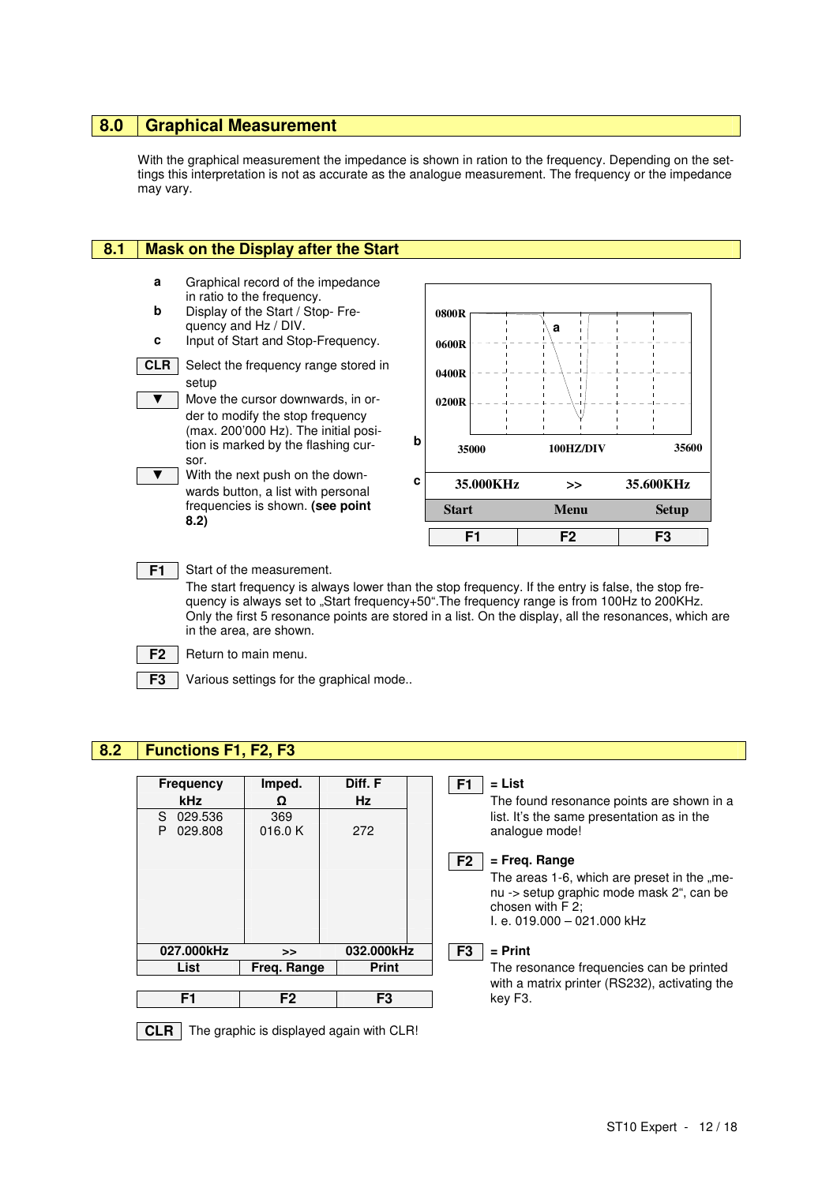## 8.0 Graphical Measurement

With the graphical measurement the impedance is shown in ration to the frequency. Depending on the settings this interpretation is not as accurate as the analogue measurement. The frequency or the impedance may vary.

## 8.1 Mask on the Display after the Start

**a** Graphical record of the impedance in ratio to the frequency.

**b** Display of the Start / Stop- Frequency and Hz / DIV.

**c** Input of Start and Stop-Frequency.

**CLR** Select the frequency range stored in setup

**▼** Move the cursor downwards, in order to modify the stop frequency (max. 200'000 Hz). The initial position is marked by the flashing cursor.

**▼** With the next push on the downwards button, a list with personal frequencies is shown. **(see point 8.2)**

| 35.000KHz | >> | 35.600KHz |
|---|---|---|
| Start | Menu | Setup |
| F1 | F2 | F3 |

**F1** Start of the measurement.
The start frequency is always lower than the stop frequency. If the entry is false, the stop frequency is always set to „Start frequency+50".The frequency range is from 100Hz to 200KHz. Only the first 5 resonance points are stored in a list. On the display, all the resonances, which are in the area, are shown.

**F2** Return to main menu.

**F3** Various settings for the graphical mode..

## 8.2 Functions F1, F2, F3

| Frequency kHz | Imped. Ω | Diff. F Hz |
|---|---|---|
| S 029.536 | 369 | |
| P 029.808 | 016.0 K | 272 |
| 027.000kHz | >> | 032.000kHz |
| List | Freq. Range | Print |
| F1 | F2 | F3 |

**F1** = **List**
The found resonance points are shown in a list. It's the same presentation as in the analogue mode!

**F2** = **Freq. Range**
The areas 1-6, which are preset in the „menu -> setup graphic mode mask 2", can be chosen with F 2;
I. e. 019.000 – 021.000 kHz

**F3** = **Print**
The resonance frequencies can be printed with a matrix printer (RS232), activating the key F3.

**CLR** The graphic is displayed again with CLR!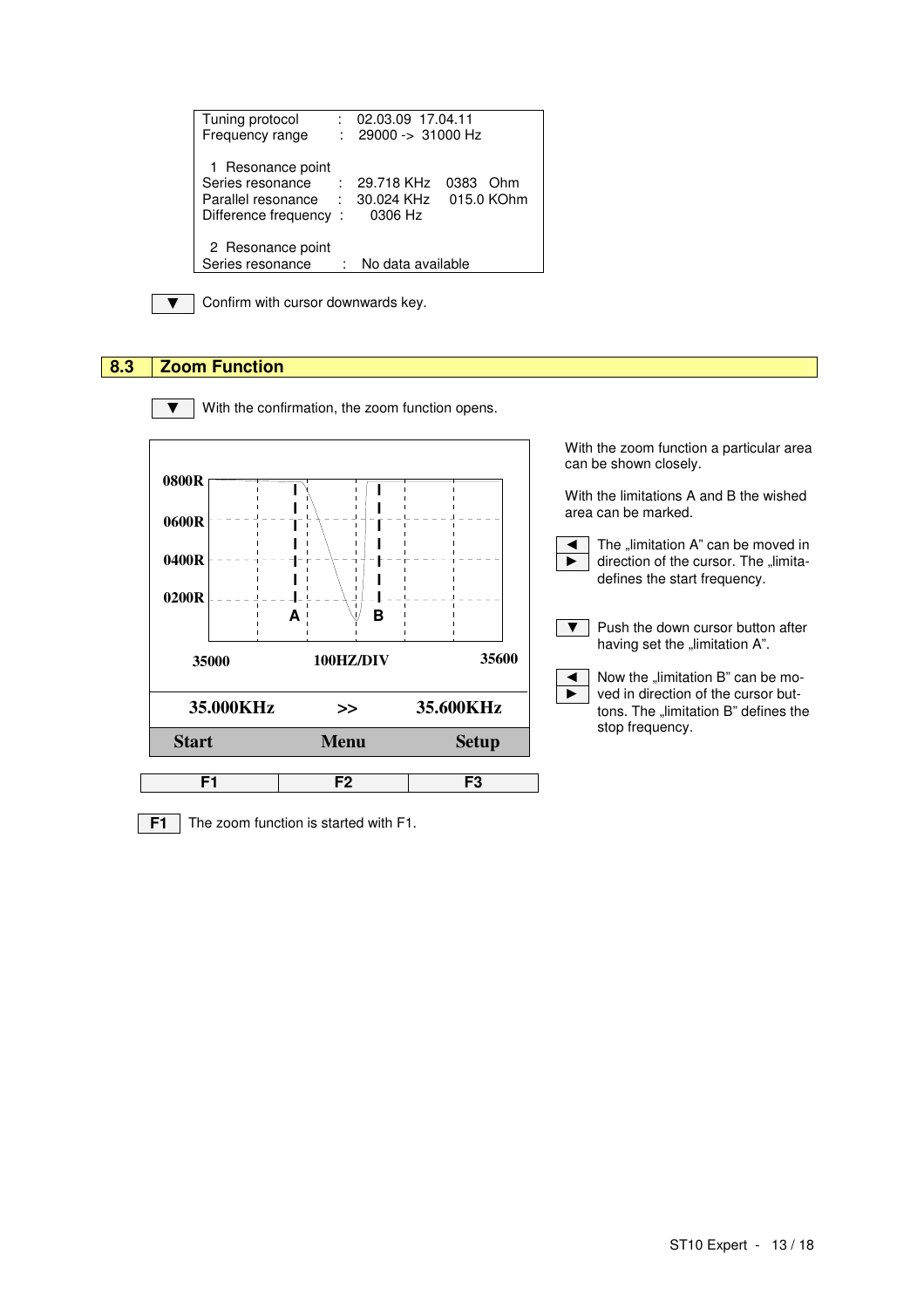```
Tuning protocol      :  02.03.09  17.04.11
Frequency range      :  29000 -> 31000 Hz

 1  Resonance point
Series resonance     :  29.718 KHz   0383   Ohm
Parallel resonance   :  30.024 KHz   015.0 KOhm
Difference frequency :     0306 Hz

 2  Resonance point
Series resonance     :  No data available
```

| ▼ | Confirm with cursor downwards key. |
|---|---|

## 8.3 Zoom Function

| ▼ | With the confirmation, the zoom function opens. |
|---|---|

0800R
0600R
0400R
0200R

A B

35000 100HZ/DIV 35600

35.000KHz >> 35.600KHz

| Start | Menu | Setup |
|---|---|---|
| F1 | F2 | F3 |

With the zoom function a particular area can be shown closely.

With the limitations A and B the wished area can be marked.

| ◄ ► | The „limitation A" can be moved in direction of the cursor. The „limita-defines the start frequency. |
|---|---|
| ▼ | Push the down cursor button after having set the „limitation A". |
| ◄ ► | Now the „limitation B" can be moved in direction of the cursor buttons. The „limitation B" defines the stop frequency. |

| F1 | The zoom function is started with F1. |
|---|---|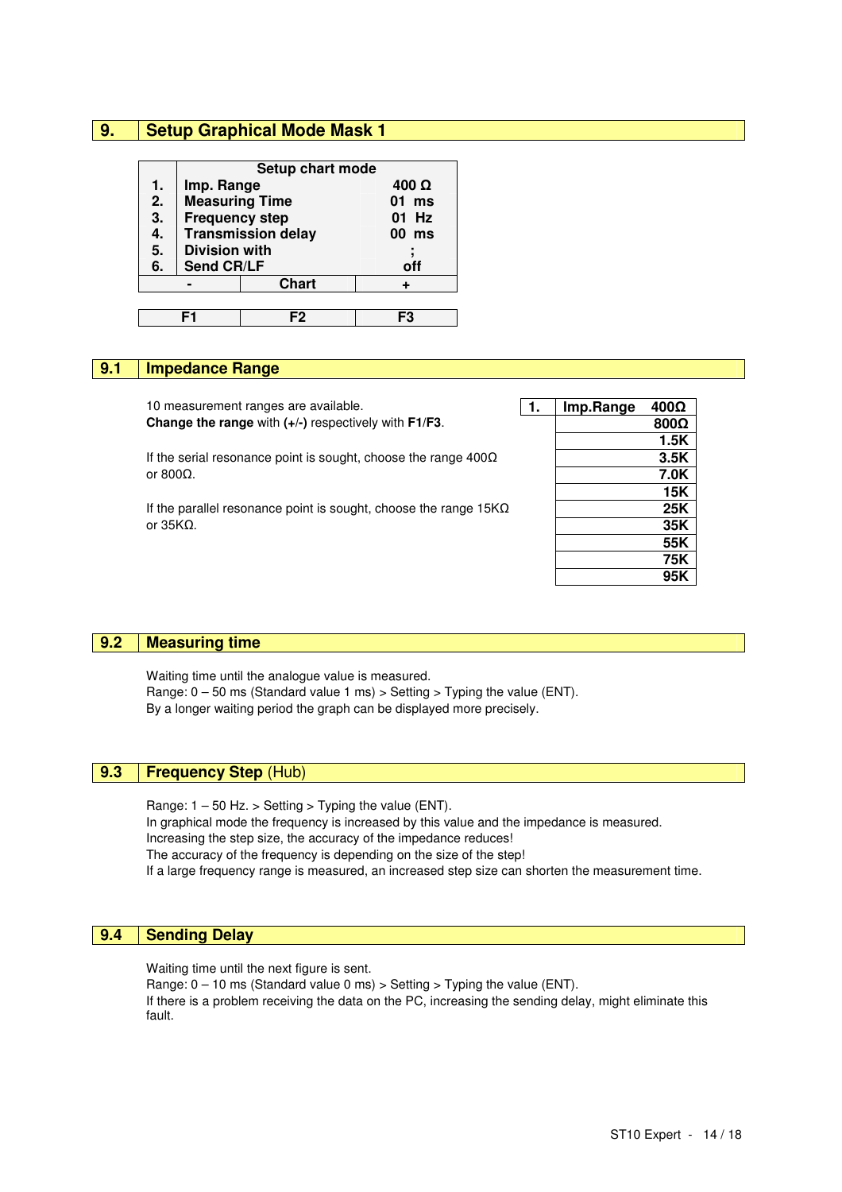## 9. Setup Graphical Mode Mask 1

| | Setup chart mode | |
|---|---|---|
| 1. | Imp. Range | 400 Ω |
| 2. | Measuring Time | 01 ms |
| 3. | Frequency step | 01 Hz |
| 4. | Transmission delay | 00 ms |
| 5. | Division with | ; |
| 6. | Send CR/LF | off |

| - | Chart | + |
|---|---|---|
| F1 | F2 | F3 |

### 9.1 Impedance Range

10 measurement ranges are available.
**Change the range** with **(+/-)** respectively with **F1**/**F3**.

If the serial resonance point is sought, choose the range 400Ω or 800Ω.

If the parallel resonance point is sought, choose the range 15KΩ or 35KΩ.

| 1. | Imp.Range 400Ω |
|---|---|
| | 800Ω |
| | 1.5K |
| | 3.5K |
| | 7.0K |
| | 15K |
| | 25K |
| | 35K |
| | 55K |
| | 75K |
| | 95K |

### 9.2 Measuring time

Waiting time until the analogue value is measured.
Range: 0 – 50 ms (Standard value 1 ms) > Setting > Typing the value (ENT).
By a longer waiting period the graph can be displayed more precisely.

### 9.3 Frequency Step (Hub)

Range: 1 – 50 Hz. > Setting > Typing the value (ENT).
In graphical mode the frequency is increased by this value and the impedance is measured.
Increasing the step size, the accuracy of the impedance reduces!
The accuracy of the frequency is depending on the size of the step!
If a large frequency range is measured, an increased step size can shorten the measurement time.

### 9.4 Sending Delay

Waiting time until the next figure is sent.
Range: 0 – 10 ms (Standard value 0 ms) > Setting > Typing the value (ENT).
If there is a problem receiving the data on the PC, increasing the sending delay, might eliminate this fault.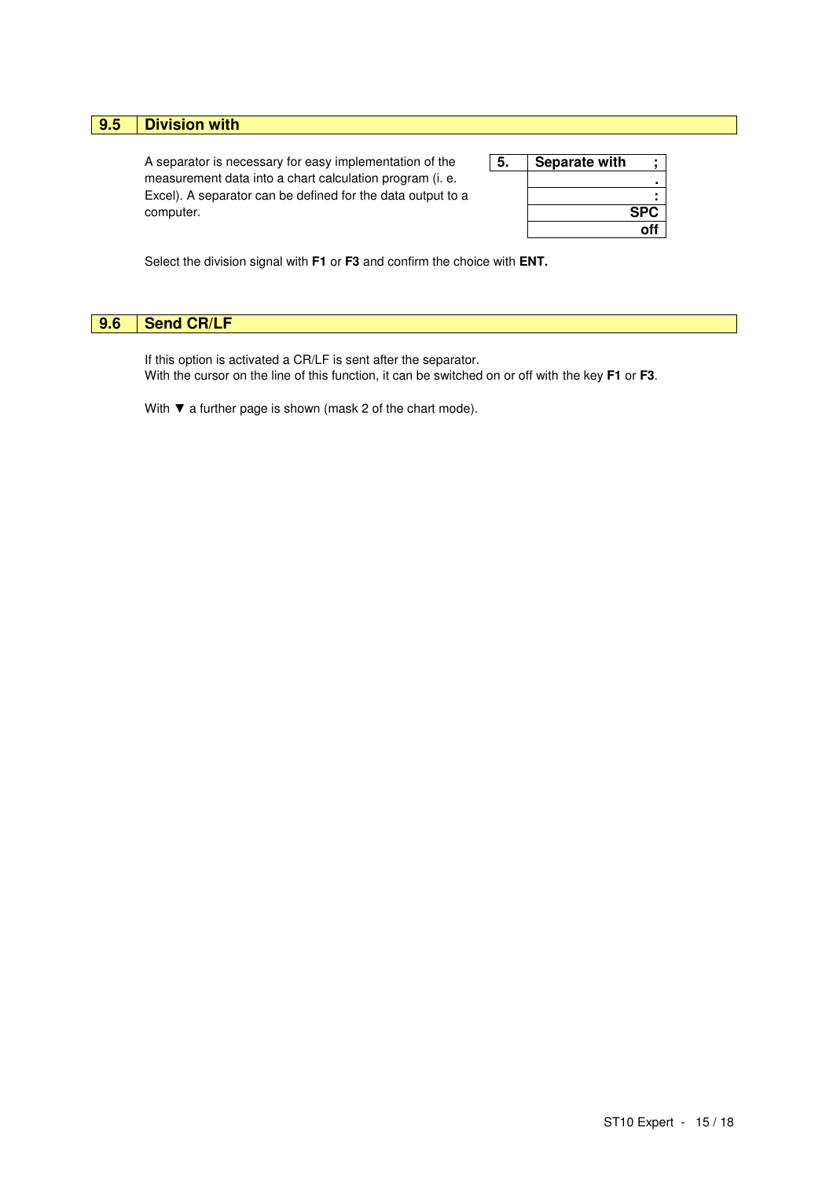## 9.5 Division with

A separator is necessary for easy implementation of the measurement data into a chart calculation program (i. e. Excel). A separator can be defined for the data output to a computer.

| 5. | Separate with ; |
|---|---|
| | . |
| | : |
| | SPC |
| | off |

Select the division signal with **F1** or **F3** and confirm the choice with **ENT.**

## 9.6 Send CR/LF

If this option is activated a CR/LF is sent after the separator.
With the cursor on the line of this function, it can be switched on or off with the key **F1** or **F3**.

With ▼ a further page is shown (mask 2 of the chart mode).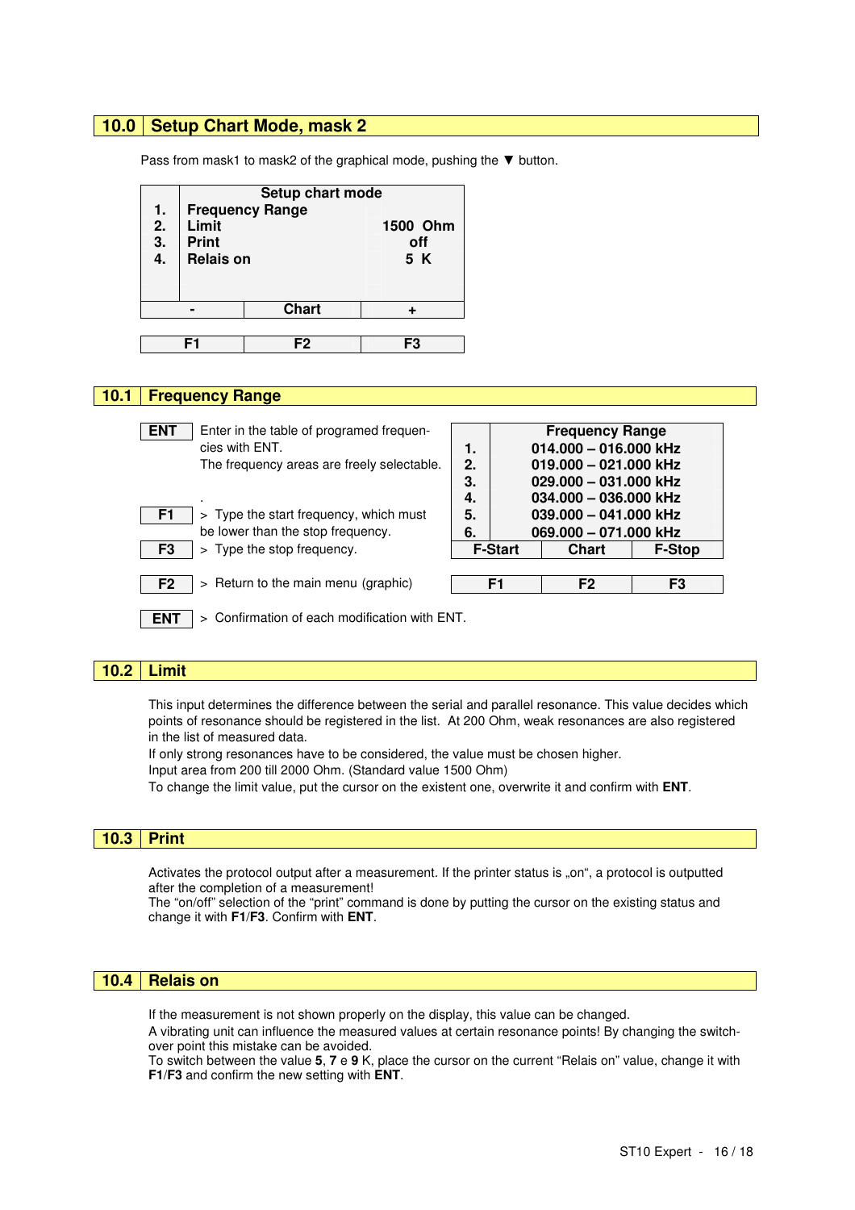## 10.0 Setup Chart Mode, mask 2

Pass from mask1 to mask2 of the graphical mode, pushing the ▼ button.

| | Setup chart mode | |
|---|---|---|
| 1. | Frequency Range | |
| 2. | Limit | 1500 Ohm |
| 3. | Print | off |
| 4. | Relais on | 5 K |
| - | Chart | + |
| F1 | F2 | F3 |

## 10.1 Frequency Range

**ENT** Enter in the table of programed frequencies with ENT.
The frequency areas are freely selectable.

.

**F1** > Type the start frequency, which must be lower than the stop frequency.

**F3** > Type the stop frequency.

**F2** > Return to the main menu (graphic)

**ENT** > Confirmation of each modification with ENT.

| | Frequency Range | |
|---|---|---|
| 1. | 014.000 – 016.000 kHz | |
| 2. | 019.000 – 021.000 kHz | |
| 3. | 029.000 – 031.000 kHz | |
| 4. | 034.000 – 036.000 kHz | |
| 5. | 039.000 – 041.000 kHz | |
| 6. | 069.000 – 071.000 kHz | |
| F-Start | Chart | F-Stop |
| F1 | F2 | F3 |

## 10.2 Limit

This input determines the difference between the serial and parallel resonance. This value decides which points of resonance should be registered in the list. At 200 Ohm, weak resonances are also registered in the list of measured data.
If only strong resonances have to be considered, the value must be chosen higher.
Input area from 200 till 2000 Ohm. (Standard value 1500 Ohm)
To change the limit value, put the cursor on the existent one, overwrite it and confirm with **ENT**.

## 10.3 Print

Activates the protocol output after a measurement. If the printer status is „on", a protocol is outputted after the completion of a measurement!
The "on/off" selection of the "print" command is done by putting the cursor on the existing status and change it with **F1**/**F3**. Confirm with **ENT**.

## 10.4 Relais on

If the measurement is not shown properly on the display, this value can be changed.
A vibrating unit can influence the measured values at certain resonance points! By changing the switch-over point this mistake can be avoided.
To switch between the value **5**, **7** e **9** K, place the cursor on the current "Relais on" value, change it with **F1**/**F3** and confirm the new setting with **ENT**.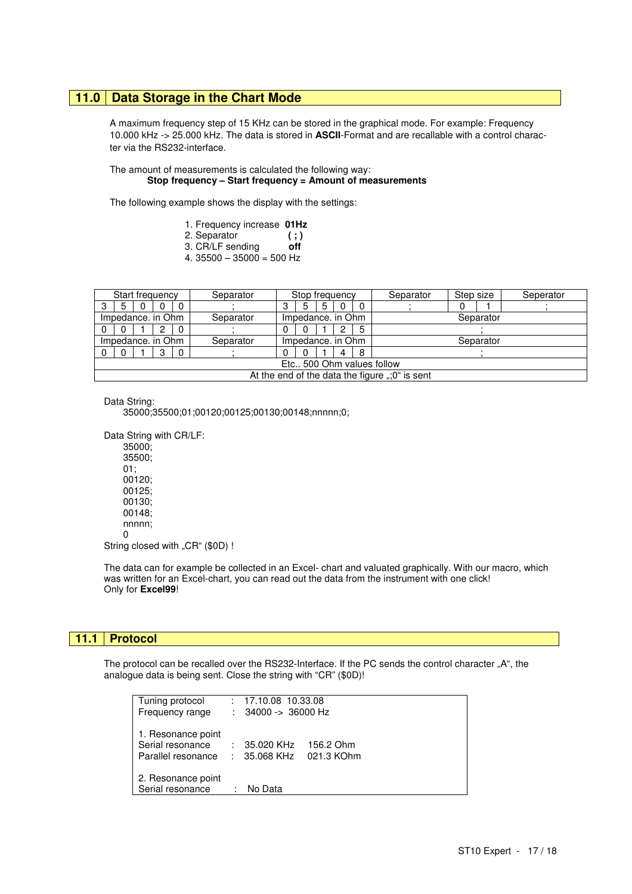## 11.0 Data Storage in the Chart Mode

A maximum frequency step of 15 KHz can be stored in the graphical mode. For example: Frequency 10.000 kHz -> 25.000 kHz. The data is stored in **ASCII**-Format and are recallable with a control character via the RS232-interface.

The amount of measurements is calculated the following way:

**Stop frequency – Start frequency = Amount of measurements**

The following example shows the display with the settings:

1. Frequency increase **01Hz**
2. Separator **( ; )**
3. CR/LF sending **off**
4. 35500 – 35000 = 500 Hz

| Start frequency | | | | | Separator | Stop frequency | | | | | Separator | Step size | | Seperator |
|---|---|---|---|---|---|---|---|---|---|---|---|---|---|---|
| 3 | 5 | 0 | 0 | 0 | ; | 3 | 5 | 5 | 0 | 0 | ; | 0 | 1 | ; |
| Impedance. in Ohm | | | | | Separator | Impedance. in Ohm | | | | | Separator | | | |
| 0 | 0 | 1 | 2 | 0 | ; | 0 | 0 | 1 | 2 | 5 | ; | | | |
| Impedance. in Ohm | | | | | Separator | Impedance. in Ohm | | | | | Separator | | | |
| 0 | 0 | 1 | 3 | 0 | ; | 0 | 0 | 1 | 4 | 8 | ; | | | |
| Etc.. 500 Ohm values follow | | | | | | | | | | | | | | |
| At the end of the data the figure „;0" is sent | | | | | | | | | | | | | | |

Data String:

35000;35500;01;00120;00125;00130;00148;nnnnn;0;

Data String with CR/LF:

35000;
35500;
01;
00120;
00125;
00130;
00148;
nnnnn;
0

String closed with „CR" ($0D) !

The data can for example be collected in an Excel- chart and valuated graphically. With our macro, which was written for an Excel-chart, you can read out the data from the instrument with one click! Only for **Excel99**!

## 11.1 Protocol

The protocol can be recalled over the RS232-Interface. If the PC sends the control character „A", the analogue data is being sent. Close the string with "CR" ($0D)!

```
Tuning protocol      :  17.10.08  10.33.08
Frequency range      :  34000 -> 36000 Hz

1. Resonance point
Serial resonance     :  35.020 KHz    156.2 Ohm
Parallel resonance   :  35.068 KHz    021.3 KOhm

2. Resonance point
Serial resonance     :  No Data
```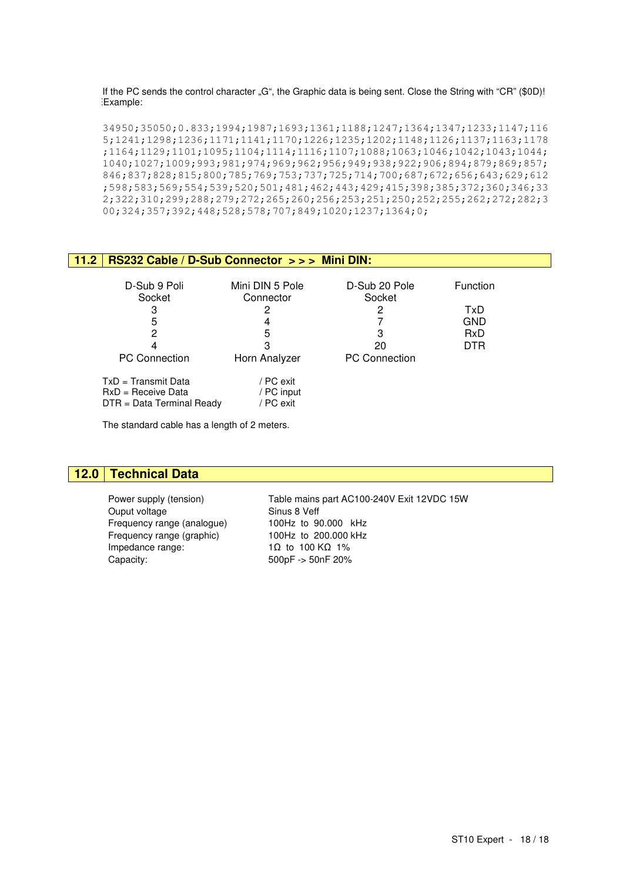If the PC sends the control character „G", the Graphic data is being sent. Close the String with "CR" ($0D)!
Example:

```
34950;35050;0.833;1994;1987;1693;1361;1188;1247;1364;1347;1233;1147;116
5;1241;1298;1236;1171;1141;1170;1226;1235;1202;1148;1126;1137;1163;1178
;1164;1129;1101;1095;1104;1114;1116;1107;1088;1063;1046;1042;1043;1044;
1040;1027;1009;993;981;974;969;962;956;949;938;922;906;894;879;869;857;
846;837;828;815;800;785;769;753;737;725;714;700;687;672;656;643;629;612
;598;583;569;554;539;520;501;481;462;443;429;415;398;385;372;360;346;33
2;322;310;299;288;279;272;265;260;256;253;251;250;252;255;262;272;282;3
00;324;357;392;448;528;578;707;849;1020;1237;1364;0;
```

## 11.2 RS232 Cable / D-Sub Connector > > > Mini DIN:

| D-Sub 9 Poli Socket | Mini DIN 5 Pole Connector | D-Sub 20 Pole Socket | Function |
|---|---|---|---|
| 3 | 2 | 2 | TxD |
| 5 | 4 | 7 | GND |
| 2 | 5 | 3 | RxD |
| 4 | 3 | 20 | DTR |
| PC Connection | Horn Analyzer | PC Connection | |

TxD = Transmit Data / PC exit
RxD = Receive Data / PC input
DTR = Data Terminal Ready / PC exit

The standard cable has a length of 2 meters.

## 12.0 Technical Data

| | |
|---|---|
| Power supply (tension) | Table mains part AC100-240V Exit 12VDC 15W |
| Ouput voltage | Sinus 8 Veff |
| Frequency range (analogue) | 100Hz to 90.000 kHz |
| Frequency range (graphic) | 100Hz to 200.000 kHz |
| Impedance range: | 1Ω to 100 KΩ 1% |
| Capacity: | 500pF -> 50nF 20% |